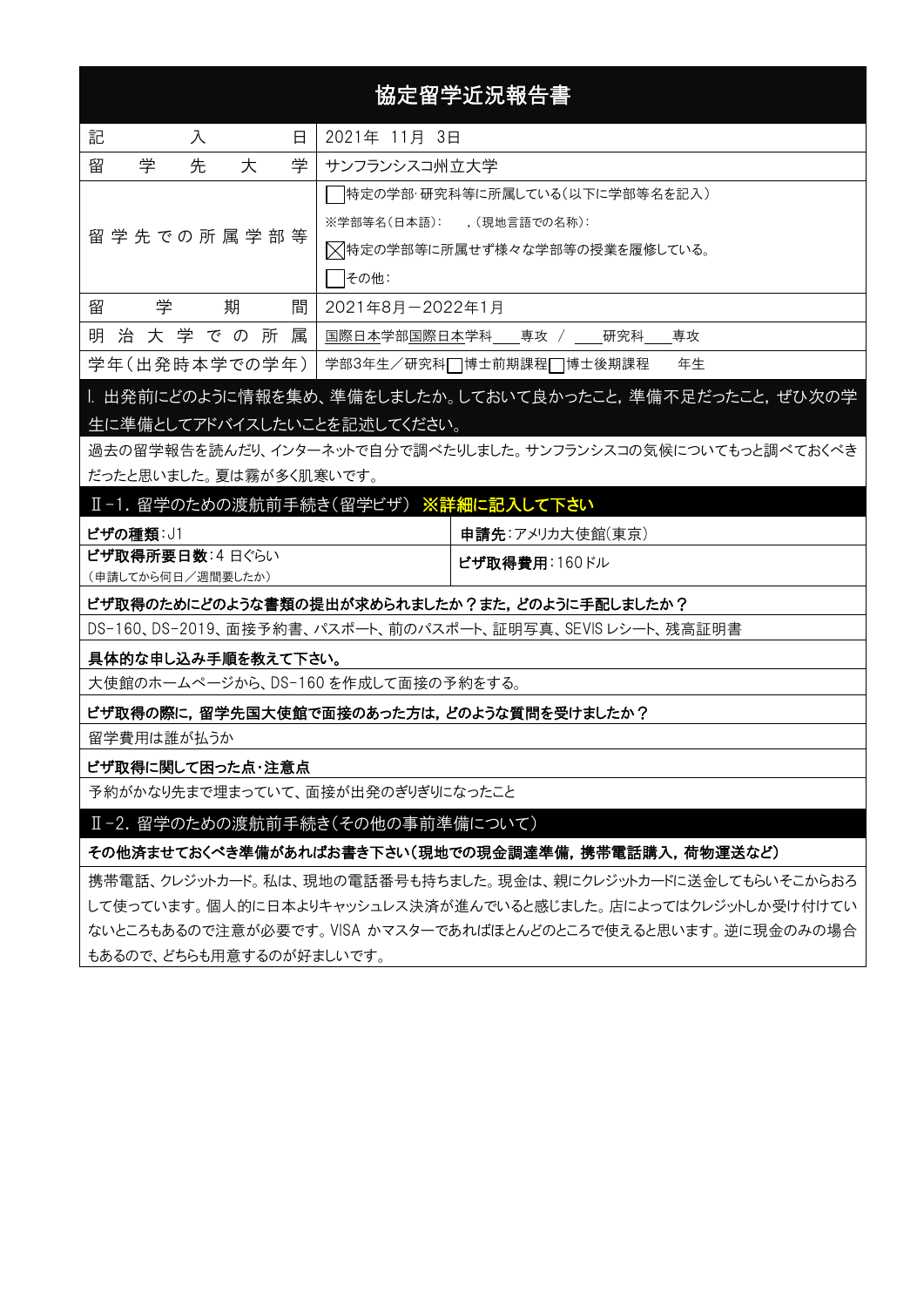# 協定留学近況報告書

| 記入日 | 2021年 11月 3日 |
| --- | --- |
| 留学先大学 | サンフランシスコ州立大学 |
| 留学先での所属学部等 | □特定の学部･研究科等に所属している(以下に学部等名を記入)<br>※学部等名(日本語): ,(現地言語での名称):<br>☒特定の学部等に所属せず様々な学部等の授業を履修している。<br>□その他: |
| 留学期間 | 2021年8月－2022年1月 |
| 明治大学での所属 | 国際日本学部国際日本学科\_\_\_\_専攻 / \_\_\_\_研究科\_\_\_\_専攻 |
| 学年(出発時本学での学年) | 学部3年生/研究科□博士前期課程□博士後期課程　年生 |

## Ⅰ. 出発前にどのように情報を集め、準備をしましたか。しておいて良かったこと，準備不足だったこと，ぜひ次の学生に準備としてアドバイスしたいことを記述してください。

過去の留学報告を読んだり、インターネットで自分で調べたりしました。サンフランシスコの気候についてもっと調べておくべきだったと思いました。夏は霧が多く肌寒いです。

## Ⅱ-1. 留学のための渡航前手続き(留学ビザ) ※詳細に記入して下さい

| **ビザの種類**:J1 | **申請先**:アメリカ大使館(東京) |
| --- | --- |
| **ビザ取得所要日数**:4 日ぐらい<br>(申請してから何日/週間要したか) | **ビザ取得費用**:160ドル |

**ビザ取得のためにどのような書類の提出が求められましたか？また，どのように手配しましたか？**

DS-160、DS-2019、面接予約書、パスポート、前のパスポート、証明写真、SEVIS レシート、残高証明書

**具体的な申し込み手順を教えて下さい。**

大使館のホームページから、DS-160 を作成して面接の予約をする。

**ビザ取得の際に，留学先国大使館で面接のあった方は，どのような質問を受けましたか？**

留学費用は誰が払うか

**ビザ取得に関して困った点･注意点**

予約がかなり先まで埋まっていて、面接が出発のぎりぎりになったこと

## Ⅱ-2. 留学のための渡航前手続き(その他の事前準備について)

**その他済ませておくべき準備があればお書き下さい(現地での現金調達準備，携帯電話購入，荷物運送など)**

携帯電話、クレジットカード。私は、現地の電話番号も持ちました。現金は、親にクレジットカードに送金してもらいそこからおろして使っています。個人的に日本よりキャッシュレス決済が進んでいると感じました。店によってはクレジットしか受け付けていないところもあるので注意が必要です。VISA かマスターであればほとんどのところで使えると思います。逆に現金のみの場合もあるので、どちらも用意するのが好ましいです。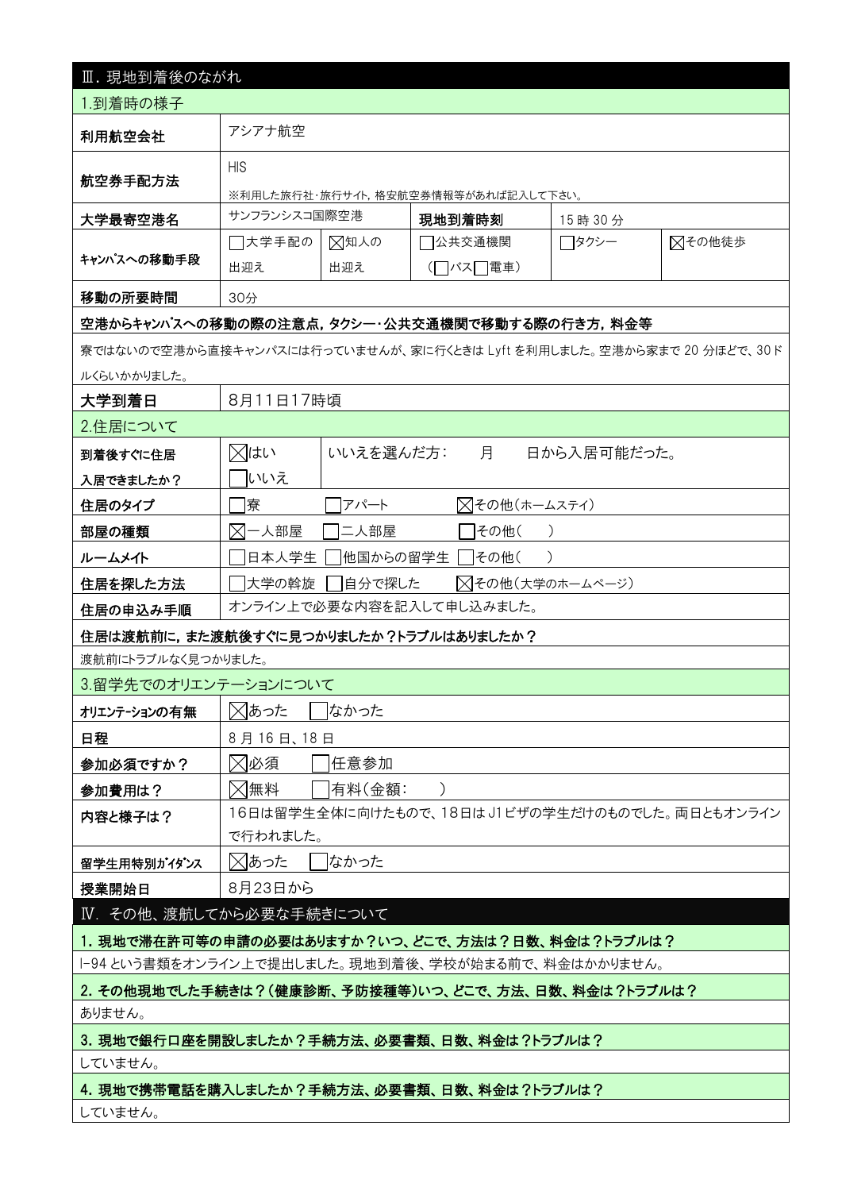## Ⅲ. 現地到着後のながれ

### 1.到着時の様子

| 項目 | 内容 | | | | |
|---|---|---|---|---|---|
| 利用航空会社 | アシアナ航空 | | | | |
| 航空券手配方法 | HIS<br>※利用した旅行社･旅行サイト, 格安航空券情報等があれば記入して下さい。 | | | | |
| 大学最寄空港名 | サンフランシスコ国際空港 | | 現地到着時刻 | 15 時 30 分 | |
| ｷｬﾝﾊﾟｽへの移動手段 | ☐大学手配の出迎え | ☒知人の出迎え | ☐公共交通機関（☐バス☐電車） | ☐タクシー | ☒その他徒歩 |
| 移動の所要時間 | 30分 | | | | |

**空港からキャンパスへの移動の際の注意点, タクシー･公共交通機関で移動する際の行き方, 料金等**

寮ではないので空港から直接キャンパスには行っていませんが、家に行くときは Lyft を利用しました。空港から家まで 20 分ほどで、30ドルくらいかかりました。

| 項目 | 内容 |
|---|---|
| 大学到着日 | 8月11日17時頃 |

### 2.住居について

| 項目 | 内容 | |
|---|---|---|
| 到着後すぐに住居入居できましたか？ | ☒はい<br>☐いいえ | いいえを選んだ方：　　月　　日から入居可能だった。 |
| 住居のタイプ | ☐寮　☐アパート　☒その他（ホームステイ） | |
| 部屋の種類 | ☒一人部屋　☐二人部屋　☐その他（　　） | |
| ルームメイト | ☐日本人学生　☐他国からの留学生　☐その他（　　） | |
| 住居を探した方法 | ☐大学の斡旋　☐自分で探した　☒その他（大学のホームページ） | |
| 住居の申込み手順 | オンライン上で必要な内容を記入して申し込みました。 | |

**住居は渡航前に, また渡航後すぐに見つかりましたか？トラブルはありましたか？**

渡航前にトラブルなく見つかりました。

### 3.留学先でのオリエンテーションについて

| 項目 | 内容 |
|---|---|
| オリエンテーションの有無 | ☒あった　☐なかった |
| 日程 | 8 月 16 日、18 日 |
| 参加必須ですか？ | ☒必須　☐任意参加 |
| 参加費用は？ | ☒無料　☐有料（金額：　　） |
| 内容と様子は？ | 16日は留学生全体に向けたもので、18日は J1ビザの学生だけのものでした。両日ともオンラインで行われました。 |
| 留学生用特別ｶﾞｲﾀﾞﾝｽ | ☒あった　☐なかった |
| 授業開始日 | 8月23日から |

## Ⅳ. その他、渡航してから必要な手続きについて

**1. 現地で滞在許可等の申請の必要はありますか？いつ、どこで、方法は？日数、料金は？トラブルは？**

I-94 という書類をオンライン上で提出しました。現地到着後、学校が始まる前で、料金はかかりません。

**2. その他現地でした手続きは？（健康診断、予防接種等）いつ、どこで、方法、日数、料金は？トラブルは？**

ありません。

**3. 現地で銀行口座を開設しましたか？手続方法、必要書類、日数、料金は？トラブルは？**

していません。

**4. 現地で携帯電話を購入しましたか？手続方法、必要書類、日数、料金は？トラブルは？**

していません。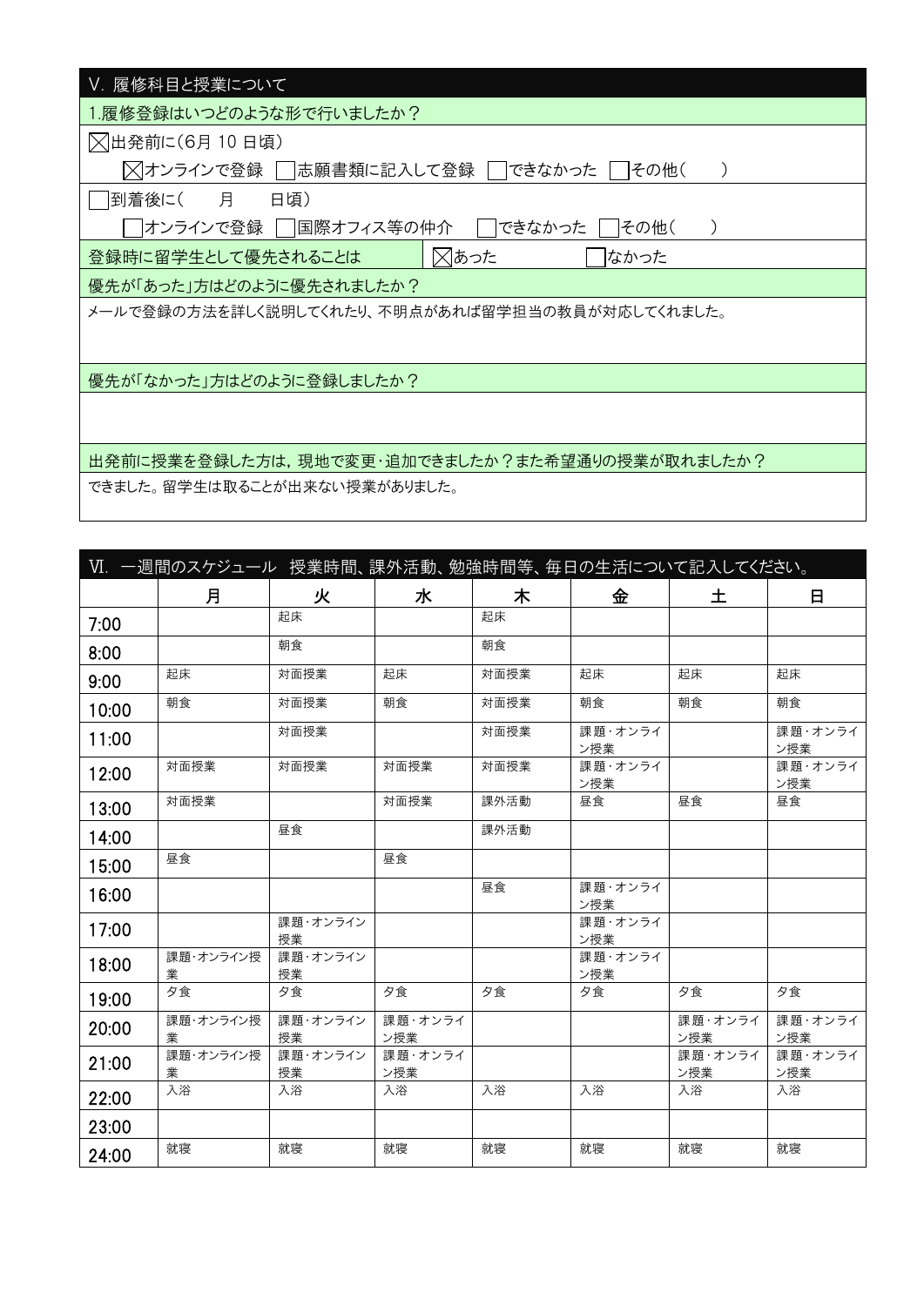## V. 履修科目と授業について

**1.履修登録はいつどのような形で行いましたか？**

☒出発前に(6月 10 日頃)

☒オンラインで登録　☐志願書類に記入して登録　☐できなかった　☐その他(　　)

☐到着後に(　　月　　日頃)

☐オンラインで登録　☐国際オフィス等の仲介　☐できなかった　☐その他(　　)

**登録時に留学生として優先されることは**　☒あった　☐なかった

**優先が「あった」方はどのように優先されましたか？**

メールで登録の方法を詳しく説明してくれたり、不明点があれば留学担当の教員が対応してくれました。

**優先が「なかった」方はどのように登録しましたか？**

**出発前に授業を登録した方は，現地で変更・追加できましたか？また希望通りの授業が取れましたか？**

できました。留学生は取ることが出来ない授業がありました。

## Ⅵ. 一週間のスケジュール　授業時間、課外活動、勉強時間等、毎日の生活について記入してください。

| | 月 | 火 | 水 | 木 | 金 | 土 | 日 |
|---|---|---|---|---|---|---|---|
| 7:00 | | 起床 | | 起床 | | | |
| 8:00 | | 朝食 | | 朝食 | | | |
| 9:00 | 起床 | 対面授業 | 起床 | 対面授業 | 起床 | 起床 | 起床 |
| 10:00 | 朝食 | 対面授業 | 朝食 | 対面授業 | 朝食 | 朝食 | 朝食 |
| 11:00 | | 対面授業 | | 対面授業 | 課題・オンライン授業 | | 課題・オンライン授業 |
| 12:00 | 対面授業 | 対面授業 | 対面授業 | 対面授業 | 課題・オンライン授業 | | 課題・オンライン授業 |
| 13:00 | 対面授業 | | 対面授業 | 課外活動 | 昼食 | 昼食 | 昼食 |
| 14:00 | | 昼食 | | 課外活動 | | | |
| 15:00 | 昼食 | | 昼食 | | | | |
| 16:00 | | | | 昼食 | 課題・オンライン授業 | | |
| 17:00 | | 課題・オンライン授業 | | | 課題・オンライン授業 | | |
| 18:00 | 課題・オンライン授業 | 課題・オンライン授業 | | | 課題・オンライン授業 | | |
| 19:00 | 夕食 | 夕食 | 夕食 | 夕食 | 夕食 | 夕食 | 夕食 |
| 20:00 | 課題・オンライン授業 | 課題・オンライン授業 | 課題・オンライン授業 | | | 課題・オンライン授業 | 課題・オンライン授業 |
| 21:00 | 課題・オンライン授業 | 課題・オンライン授業 | 課題・オンライン授業 | | | 課題・オンライン授業 | 課題・オンライン授業 |
| 22:00 | 入浴 | 入浴 | 入浴 | 入浴 | 入浴 | 入浴 | 入浴 |
| 23:00 | | | | | | | |
| 24:00 | 就寝 | 就寝 | 就寝 | 就寝 | 就寝 | 就寝 | 就寝 |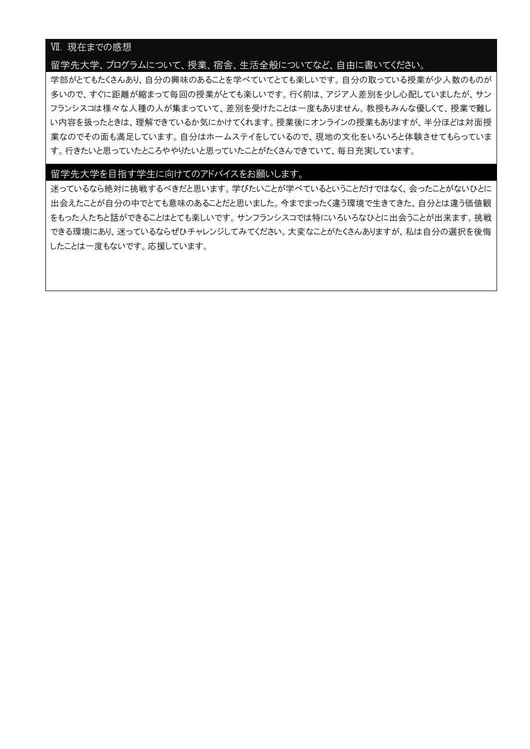## Ⅶ. 現在までの感想

### 留学先大学、プログラムについて、授業、宿舎、生活全般についてなど、自由に書いてください。

学部がとてもたくさんあり、自分の興味のあることを学べていてとても楽しいです。自分の取っている授業が少人数のものが多いので、すぐに距離が縮まって毎回の授業がとても楽しいです。行く前は、アジア人差別を少し心配していましたが、サンフランシスコは様々な人種の人が集まっていて、差別を受けたことは一度もありません。教授もみんな優しくて、授業で難しい内容を扱ったときは、理解できているか気にかけてくれます。授業後にオンラインの授業もありますが、半分ほどは対面授業なのでその面も満足しています。自分はホームステイをしているので、現地の文化をいろいろと体験させてもらっています。行きたいと思っていたところややりたいと思っていたことがたくさんできていて、毎日充実しています。

### 留学先大学を目指す学生に向けてのアドバイスをお願いします。

迷っているなら絶対に挑戦するべきだと思います。学びたいことが学べているということだけではなく、会ったことがないひとに出会えたことが自分の中でとても意味のあることだと思いました。今までまったく違う環境で生きてきた、自分とは違う価値観をもった人たちと話ができることはとても楽しいです。サンフランシスコでは特にいろいろなひとに出会うことが出来ます。挑戦できる環境にあり、迷っているならぜひチャレンジしてみてください。大変なことがたくさんありますが、私は自分の選択を後悔したことは一度もないです。応援しています。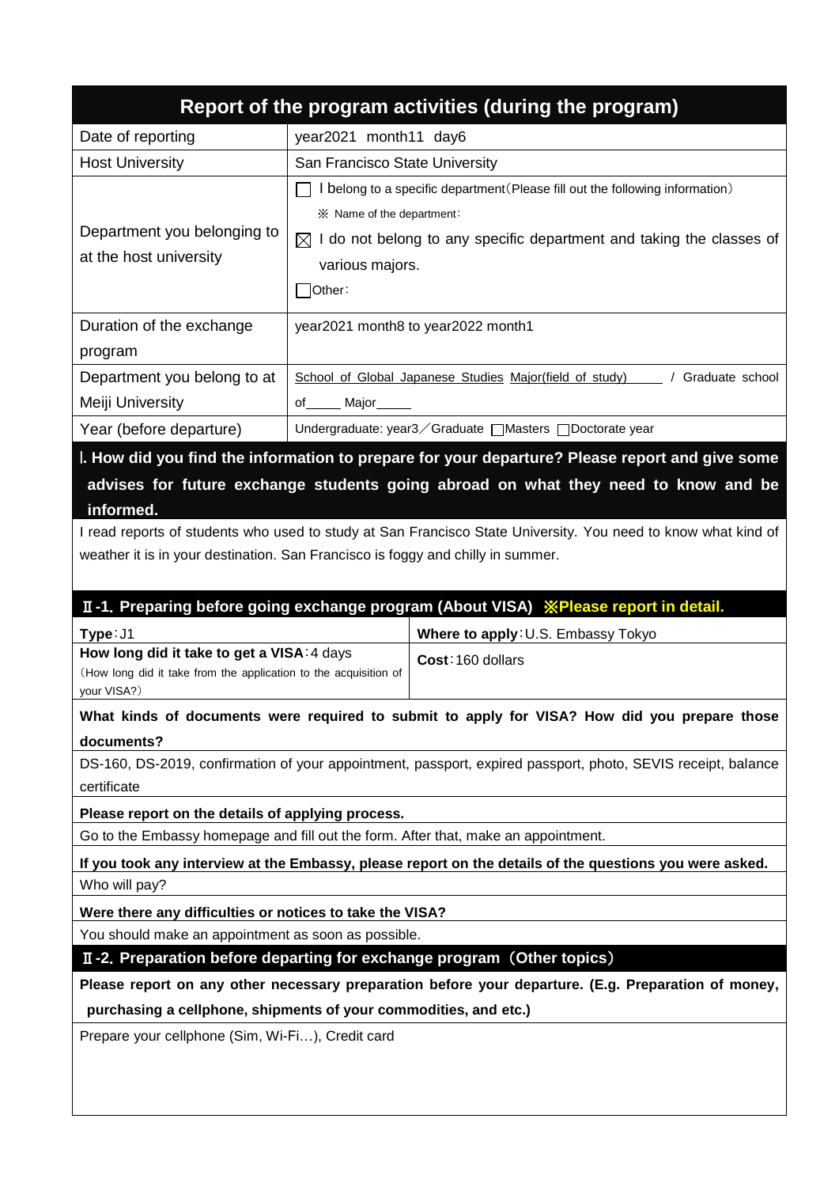# Report of the program activities (during the program)

| | |
|---|---|
| Date of reporting | year2021 month11 day6 |
| Host University | San Francisco State University |
| Department you belonging to at the host university | ☐ I belong to a specific department(Please fill out the following information)<br>※ Name of the department:<br>☒ I do not belong to any specific department and taking the classes of various majors.<br>☐Other: |
| Duration of the exchange program | year2021 month8 to year2022 month1 |
| Department you belong to at Meiji University | School of Global Japanese Studies Major(field of study)\_\_\_\_\_ / Graduate school of\_\_\_\_\_ Major\_\_\_\_\_ |
| Year (before departure) | Undergraduate: year3／Graduate ☐Masters ☐Doctorate year |

## Ⅰ. How did you find the information to prepare for your departure? Please report and give some advises for future exchange students going abroad on what they need to know and be informed.

I read reports of students who used to study at San Francisco State University. You need to know what kind of weather it is in your destination. San Francisco is foggy and chilly in summer.

## Ⅱ-1. Preparing before going exchange program (About VISA) ※Please report in detail.

| | |
|---|---|
| **Type**:J1 | **Where to apply**:U.S. Embassy Tokyo |
| **How long did it take to get a VISA**:4 days<br>(How long did it take from the application to the acquisition of your VISA?) | **Cost**:160 dollars |

**What kinds of documents were required to submit to apply for VISA? How did you prepare those documents?**

DS-160, DS-2019, confirmation of your appointment, passport, expired passport, photo, SEVIS receipt, balance certificate

**Please report on the details of applying process.**

Go to the Embassy homepage and fill out the form. After that, make an appointment.

**If you took any interview at the Embassy, please report on the details of the questions you were asked.**

Who will pay?

**Were there any difficulties or notices to take the VISA?**

You should make an appointment as soon as possible.

## Ⅱ-2. Preparation before departing for exchange program（Other topics）

**Please report on any other necessary preparation before your departure. (E.g. Preparation of money, purchasing a cellphone, shipments of your commodities, and etc.)**

Prepare your cellphone (Sim, Wi-Fi…), Credit card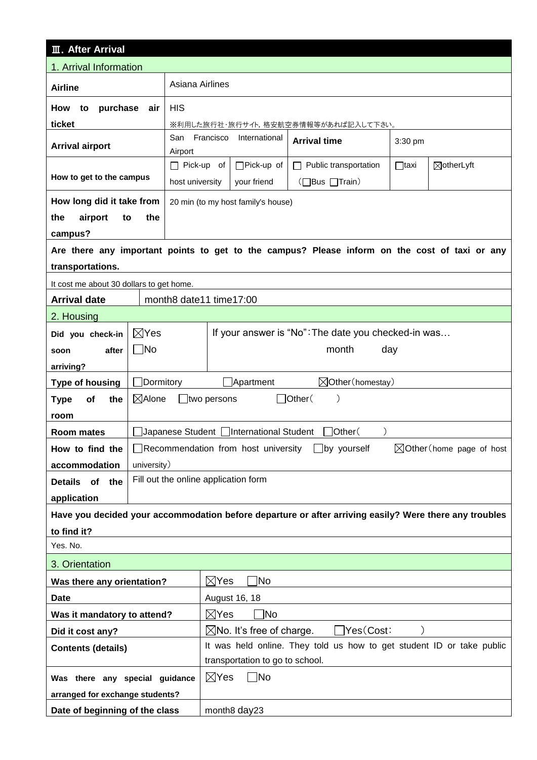## Ⅲ. After Arrival

### 1. Arrival Information

| | | | | | |
|---|---|---|---|---|---|
| **Airline** | Asiana Airlines | | | | |
| **How to purchase air ticket** | HIS<br>※利用した旅行社･旅行サイト, 格安航空券情報等があれば記入して下さい。 | | | | |
| **Arrival airport** | San Francisco International Airport | | **Arrival time** | 3:30 pm | |
| **How to get to the campus** | ☐ Pick-up of host university | ☐Pick-up of your friend | ☐ Public transportation (☐Bus ☐Train) | ☐taxi | ☒otherLyft |
| **How long did it take from the airport to the campus?** | 20 min (to my host family's house) | | | | |

**Are there any important points to get to the campus? Please inform on the cost of taxi or any transportations.**

It cost me about 30 dollars to get home.

| | |
|---|---|
| **Arrival date** | month8 date11 time17:00 |

### 2. Housing

| | | |
|---|---|---|
| **Did you check-in soon after arriving?** | ☒Yes<br>☐No | If your answer is "No":The date you checked-in was…<br>month day |
| **Type of housing** | ☐Dormitory ☐Apartment ☒Other(homestay) | |
| **Type of the room** | ☒Alone ☐two persons ☐Other( ) | |
| **Room mates** | ☐Japanese Student ☐International Student ☐Other( ) | |
| **How to find the accommodation** | ☐Recommendation from host university ☐by yourself ☒Other(home page of host university) | |
| **Details of the application** | Fill out the online application form | |

**Have you decided your accommodation before departure or after arriving easily? Were there any troubles to find it?**

Yes. No.

### 3. Orientation

| | |
|---|---|
| **Was there any orientation?** | ☒Yes ☐No |
| **Date** | August 16, 18 |
| **Was it mandatory to attend?** | ☒Yes ☐No |
| **Did it cost any?** | ☒No. It's free of charge. ☐Yes(Cost: ) |
| **Contents (details)** | It was held online. They told us how to get student ID or take public transportation to go to school. |
| **Was there any special guidance arranged for exchange students?** | ☒Yes ☐No |
| **Date of beginning of the class** | month8 day23 |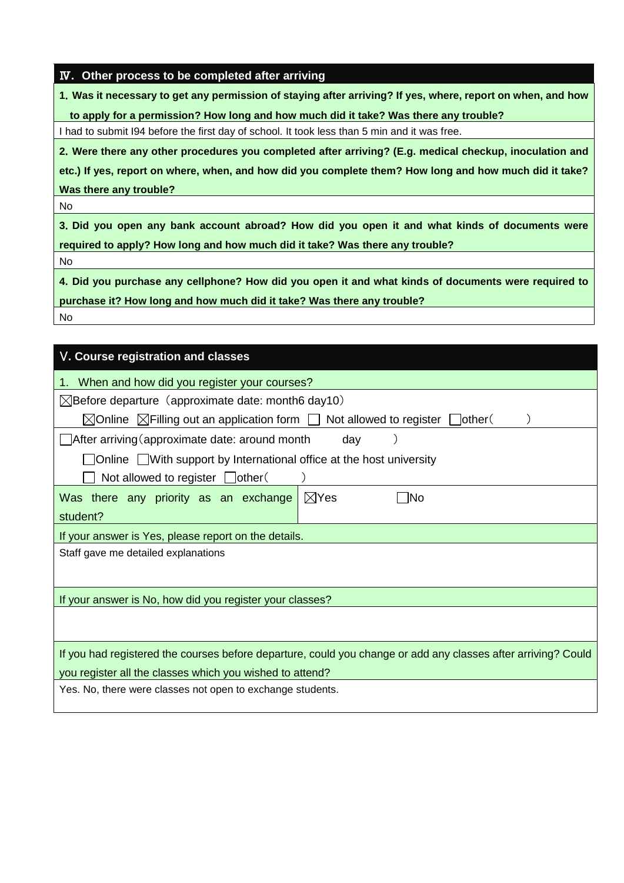## Ⅳ. Other process to be completed after arriving

**1. Was it necessary to get any permission of staying after arriving? If yes, where, report on when, and how to apply for a permission? How long and how much did it take? Was there any trouble?**

I had to submit I94 before the first day of school. It took less than 5 min and it was free.

**2. Were there any other procedures you completed after arriving? (E.g. medical checkup, inoculation and etc.) If yes, report on where, when, and how did you complete them? How long and how much did it take? Was there any trouble?**

No

**3. Did you open any bank account abroad? How did you open it and what kinds of documents were required to apply? How long and how much did it take? Was there any trouble?**

No

**4. Did you purchase any cellphone? How did you open it and what kinds of documents were required to purchase it? How long and how much did it take? Was there any trouble?**

No

## Ⅴ. Course registration and classes

1. When and how did you register your courses?

☒Before departure（approximate date: month6 day10）

☒Online ☒Filling out an application form ☐ Not allowed to register ☐other（ ）

☐After arriving（approximate date: around month day ）

☐Online ☐With support by International office at the host university

☐ Not allowed to register ☐other（ ）

| Was there any priority as an exchange student? | ☒Yes ☐No |
|---|---|

If your answer is Yes, please report on the details.

Staff gave me detailed explanations

If your answer is No, how did you register your classes?

If you had registered the courses before departure, could you change or add any classes after arriving? Could you register all the classes which you wished to attend?

Yes. No, there were classes not open to exchange students.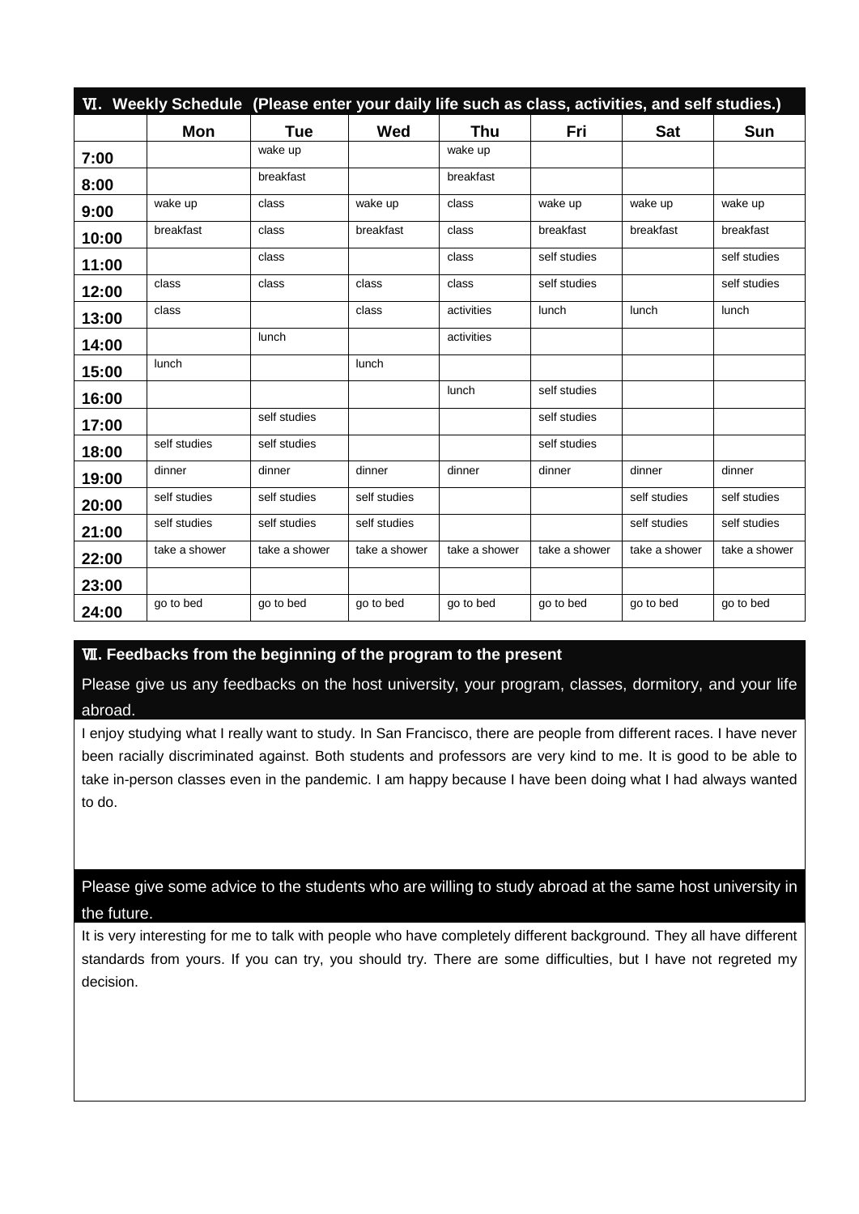## Ⅵ. Weekly Schedule (Please enter your daily life such as class, activities, and self studies.)

| | Mon | Tue | Wed | Thu | Fri | Sat | Sun |
|---|---|---|---|---|---|---|---|
| 7:00 | | wake up | | wake up | | | |
| 8:00 | | breakfast | | breakfast | | | |
| 9:00 | wake up | class | wake up | class | wake up | wake up | wake up |
| 10:00 | breakfast | class | breakfast | class | breakfast | breakfast | breakfast |
| 11:00 | | class | | class | self studies | | self studies |
| 12:00 | class | class | class | class | self studies | | self studies |
| 13:00 | class | | class | activities | lunch | lunch | lunch |
| 14:00 | | lunch | | activities | | | |
| 15:00 | lunch | | lunch | | | | |
| 16:00 | | | | lunch | self studies | | |
| 17:00 | | self studies | | | self studies | | |
| 18:00 | self studies | self studies | | | self studies | | |
| 19:00 | dinner | dinner | dinner | dinner | dinner | dinner | dinner |
| 20:00 | self studies | self studies | self studies | | | self studies | self studies |
| 21:00 | self studies | self studies | self studies | | | self studies | self studies |
| 22:00 | take a shower | take a shower | take a shower | take a shower | take a shower | take a shower | take a shower |
| 23:00 | | | | | | | |
| 24:00 | go to bed | go to bed | go to bed | go to bed | go to bed | go to bed | go to bed |

## Ⅶ. Feedbacks from the beginning of the program to the present

Please give us any feedbacks on the host university, your program, classes, dormitory, and your life abroad.

I enjoy studying what I really want to study. In San Francisco, there are people from different races. I have never been racially discriminated against. Both students and professors are very kind to me. It is good to be able to take in-person classes even in the pandemic. I am happy because I have been doing what I had always wanted to do.

Please give some advice to the students who are willing to study abroad at the same host university in the future.

It is very interesting for me to talk with people who have completely different background. They all have different standards from yours. If you can try, you should try. There are some difficulties, but I have not regreted my decision.